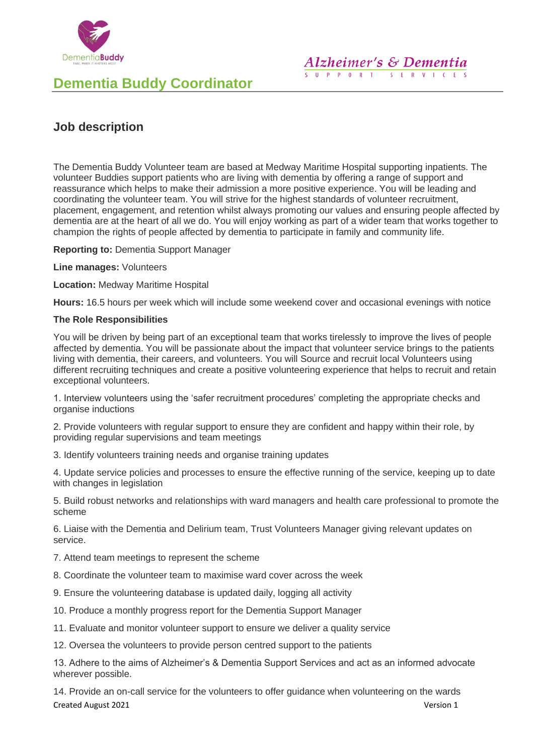# Dementia Buddy Coordinator

## Job description

The Dementia Buddy Volunteer team are based at Medway Maritime Hospital supporting inpatients. The volunteer Buddies support patients who are living with dementia by offering a range of support and reassurance which helps to make their admission a more positive experience. You will be leading and coordinating the volunteer team. You will strive for the highest standards of volunteer recruitment, placement, engagement, and retention whilst always promoting our values and ensuring people affected by dementia are at the heart of all we do. You will enjoy working as part of a wider team that works together to champion the rights of people affected by dementia to participate in family and community life.

**Reporting to:** Dementia Support Manager

**Line manages:** Volunteers

**Location:** Medway Maritime Hospital

**Hours:** 16.5 hours per week which will include some weekend cover and occasional evenings with notice

**The Role Responsibilities**

You will be driven by being part of an exceptional team that works tirelessly to improve the lives of people affected by dementia. You will be passionate about the impact that volunteer service brings to the patients living with dementia, their careers, and volunteers. You will Source and recruit local Volunteers using different recruiting techniques and create a positive volunteering experience that helps to recruit and retain exceptional volunteers.

1. Interview volunteers using the 'safer recruitment procedures' completing the appropriate checks and organise inductions
2. Provide volunteers with regular support to ensure they are confident and happy within their role, by providing regular supervisions and team meetings
3. Identify volunteers training needs and organise training updates
4. Update service policies and processes to ensure the effective running of the service, keeping up to date with changes in legislation
5. Build robust networks and relationships with ward managers and health care professional to promote the scheme
6. Liaise with the Dementia and Delirium team, Trust Volunteers Manager giving relevant updates on service.
7. Attend team meetings to represent the scheme
8. Coordinate the volunteer team to maximise ward cover across the week
9. Ensure the volunteering database is updated daily, logging all activity
10. Produce a monthly progress report for the Dementia Support Manager
11. Evaluate and monitor volunteer support to ensure we deliver a quality service
12. Oversea the volunteers to provide person centred support to the patients
13. Adhere to the aims of Alzheimer's & Dementia Support Services and act as an informed advocate wherever possible.
14. Provide an on-call service for the volunteers to offer guidance when volunteering on the wards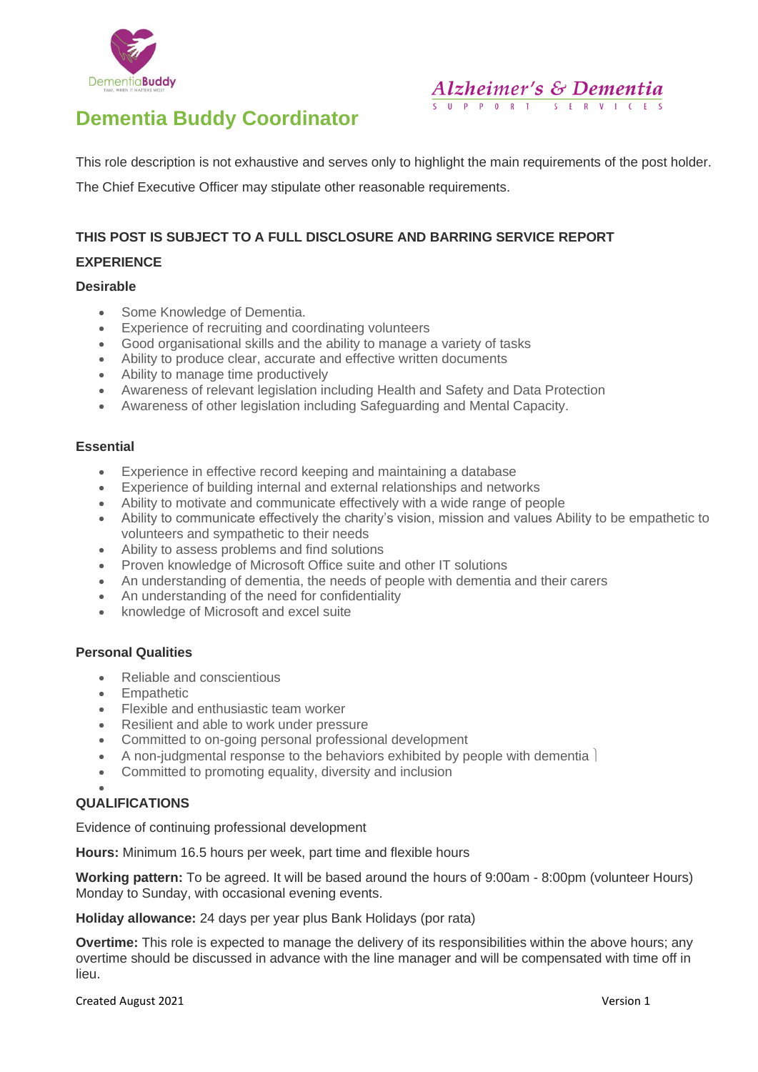# Dementia Buddy Coordinator

This role description is not exhaustive and serves only to highlight the main requirements of the post holder.

The Chief Executive Officer may stipulate other reasonable requirements.

**THIS POST IS SUBJECT TO A FULL DISCLOSURE AND BARRING SERVICE REPORT**

**EXPERIENCE**

**Desirable**

- Some Knowledge of Dementia.
- Experience of recruiting and coordinating volunteers
- Good organisational skills and the ability to manage a variety of tasks
- Ability to produce clear, accurate and effective written documents
- Ability to manage time productively
- Awareness of relevant legislation including Health and Safety and Data Protection
- Awareness of other legislation including Safeguarding and Mental Capacity.

**Essential**

- Experience in effective record keeping and maintaining a database
- Experience of building internal and external relationships and networks
- Ability to motivate and communicate effectively with a wide range of people
- Ability to communicate effectively the charity's vision, mission and values Ability to be empathetic to volunteers and sympathetic to their needs
- Ability to assess problems and find solutions
- Proven knowledge of Microsoft Office suite and other IT solutions
- An understanding of dementia, the needs of people with dementia and their carers
- An understanding of the need for confidentiality
- knowledge of Microsoft and excel suite

**Personal Qualities**

- Reliable and conscientious
- Empathetic
- Flexible and enthusiastic team worker
- Resilient and able to work under pressure
- Committed to on-going personal professional development
- A non-judgmental response to the behaviors exhibited by people with dementia
- Committed to promoting equality, diversity and inclusion

**QUALIFICATIONS**

Evidence of continuing professional development

**Hours:** Minimum 16.5 hours per week, part time and flexible hours

**Working pattern:** To be agreed. It will be based around the hours of 9:00am - 8:00pm (volunteer Hours) Monday to Sunday, with occasional evening events.

**Holiday allowance:** 24 days per year plus Bank Holidays (por rata)

**Overtime:** This role is expected to manage the delivery of its responsibilities within the above hours; any overtime should be discussed in advance with the line manager and will be compensated with time off in lieu.

Created August 2021 Version 1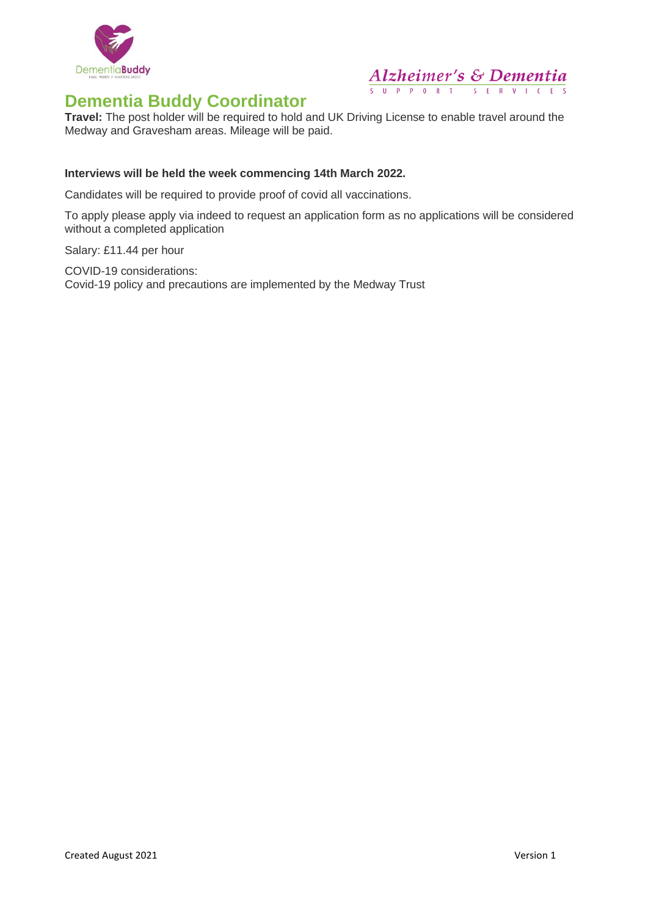# Dementia Buddy Coordinator

**Travel:** The post holder will be required to hold and UK Driving License to enable travel around the Medway and Gravesham areas. Mileage will be paid.

**Interviews will be held the week commencing 14th March 2022.**

Candidates will be required to provide proof of covid all vaccinations.

To apply please apply via indeed to request an application form as no applications will be considered without a completed application

Salary: £11.44 per hour

COVID-19 considerations:
Covid-19 policy and precautions are implemented by the Medway Trust